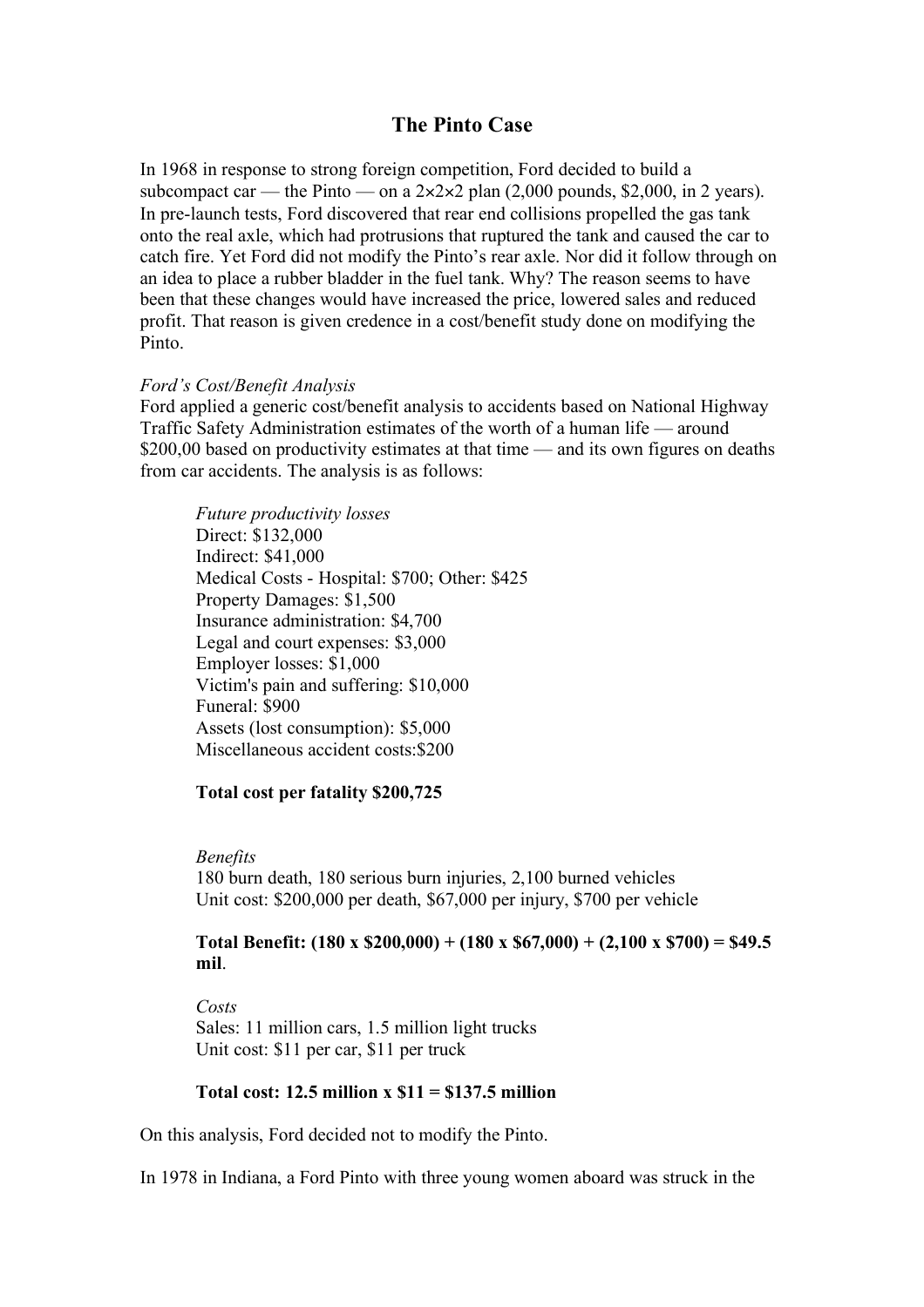# The Pinto Case

In 1968 in response to strong foreign competition, Ford decided to build a subcompact car — the Pinto — on a 2×2×2 plan (2,000 pounds, $2,000, in 2 years). In pre-launch tests, Ford discovered that rear end collisions propelled the gas tank onto the real axle, which had protrusions that ruptured the tank and caused the car to catch fire. Yet Ford did not modify the Pinto's rear axle. Nor did it follow through on an idea to place a rubber bladder in the fuel tank. Why? The reason seems to have been that these changes would have increased the price, lowered sales and reduced profit. That reason is given credence in a cost/benefit study done on modifying the Pinto.

*Ford's Cost/Benefit Analysis*
Ford applied a generic cost/benefit analysis to accidents based on National Highway Traffic Safety Administration estimates of the worth of a human life — around $200,00 based on productivity estimates at that time — and its own figures on deaths from car accidents. The analysis is as follows:

> *Future productivity losses*
> Direct: $132,000
> Indirect: $41,000
> Medical Costs - Hospital: $700; Other: $425
> Property Damages: $1,500
> Insurance administration: $4,700
> Legal and court expenses: $3,000
> Employer losses: $1,000
> Victim's pain and suffering: $10,000
> Funeral: $900
> Assets (lost consumption): $5,000
> Miscellaneous accident costs:$200
>
> **Total cost per fatality $200,725**
>
> *Benefits*
> 180 burn death, 180 serious burn injuries, 2,100 burned vehicles
> Unit cost: $200,000 per death, $67,000 per injury, $700 per vehicle
>
> **Total Benefit: (180 x $200,000) + (180 x $67,000) + (2,100 x $700) = $49.5 mil**.
>
> *Costs*
> Sales: 11 million cars, 1.5 million light trucks
> Unit cost: $11 per car, $11 per truck
>
> **Total cost: 12.5 million x $11 = $137.5 million**

On this analysis, Ford decided not to modify the Pinto.

In 1978 in Indiana, a Ford Pinto with three young women aboard was struck in the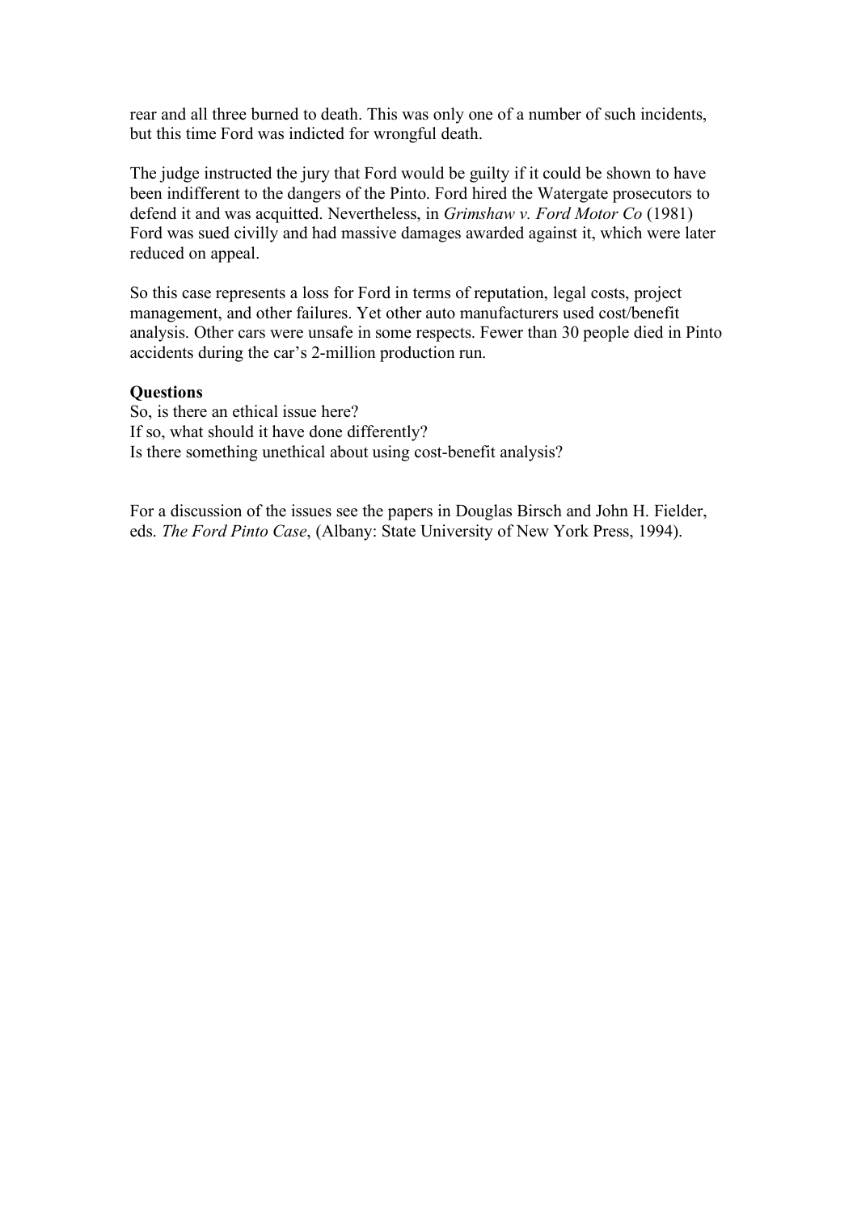rear and all three burned to death. This was only one of a number of such incidents, but this time Ford was indicted for wrongful death.

The judge instructed the jury that Ford would be guilty if it could be shown to have been indifferent to the dangers of the Pinto. Ford hired the Watergate prosecutors to defend it and was acquitted. Nevertheless, in *Grimshaw v. Ford Motor Co* (1981) Ford was sued civilly and had massive damages awarded against it, which were later reduced on appeal.

So this case represents a loss for Ford in terms of reputation, legal costs, project management, and other failures. Yet other auto manufacturers used cost/benefit analysis. Other cars were unsafe in some respects. Fewer than 30 people died in Pinto accidents during the car's 2-million production run.

**Questions**

So, is there an ethical issue here?
If so, what should it have done differently?
Is there something unethical about using cost-benefit analysis?

For a discussion of the issues see the papers in Douglas Birsch and John H. Fielder, eds. *The Ford Pinto Case*, (Albany: State University of New York Press, 1994).